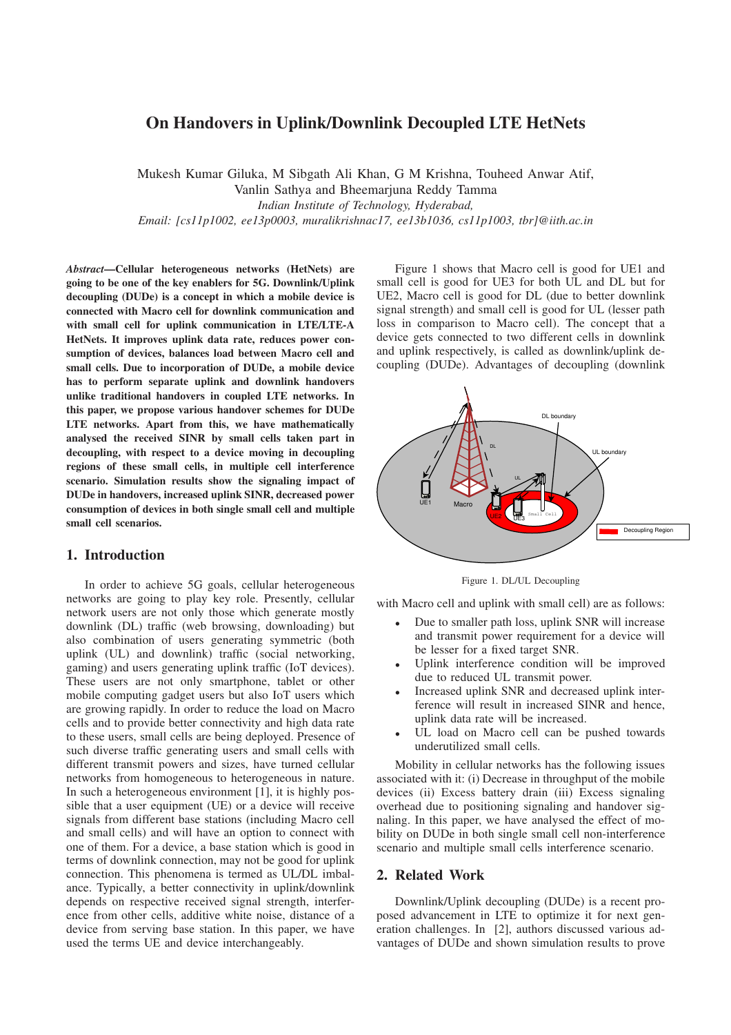# On Handovers in Uplink/Downlink Decoupled LTE HetNets

Mukesh Kumar Giluka, M Sibgath Ali Khan, G M Krishna, Touheed Anwar Atif, Vanlin Sathya and Bheemarjuna Reddy Tamma

*Indian Institute of Technology, Hyderabad,*

*Email: [cs11p1002, ee13p0003, muralikrishnac17, ee13b1036, cs11p1003, tbr]@iith.ac.in*

***Abstract*—Cellular heterogeneous networks (HetNets) are going to be one of the key enablers for 5G. Downlink/Uplink decoupling (DUDe) is a concept in which a mobile device is connected with Macro cell for downlink communication and with small cell for uplink communication in LTE/LTE-A HetNets. It improves uplink data rate, reduces power consumption of devices, balances load between Macro cell and small cells. Due to incorporation of DUDe, a mobile device has to perform separate uplink and downlink handovers unlike traditional handovers in coupled LTE networks. In this paper, we propose various handover schemes for DUDe LTE networks. Apart from this, we have mathematically analysed the received SINR by small cells taken part in decoupling, with respect to a device moving in decoupling regions of these small cells, in multiple cell interference scenario. Simulation results show the signaling impact of DUDe in handovers, increased uplink SINR, decreased power consumption of devices in both single small cell and multiple small cell scenarios.**

## 1. Introduction

In order to achieve 5G goals, cellular heterogeneous networks are going to play key role. Presently, cellular network users are not only those which generate mostly downlink (DL) traffic (web browsing, downloading) but also combination of users generating symmetric (both uplink (UL) and downlink) traffic (social networking, gaming) and users generating uplink traffic (IoT devices). These users are not only smartphone, tablet or other mobile computing gadget users but also IoT users which are growing rapidly. In order to reduce the load on Macro cells and to provide better connectivity and high data rate to these users, small cells are being deployed. Presence of such diverse traffic generating users and small cells with different transmit powers and sizes, have turned cellular networks from homogeneous to heterogeneous in nature. In such a heterogeneous environment [1], it is highly possible that a user equipment (UE) or a device will receive signals from different base stations (including Macro cell and small cells) and will have an option to connect with one of them. For a device, a base station which is good in terms of downlink connection, may not be good for uplink connection. This phenomena is termed as UL/DL imbalance. Typically, a better connectivity in uplink/downlink depends on respective received signal strength, interference from other cells, additive white noise, distance of a device from serving base station. In this paper, we have used the terms UE and device interchangeably.

Figure 1 shows that Macro cell is good for UE1 and small cell is good for UE3 for both UL and DL but for UE2, Macro cell is good for DL (due to better downlink signal strength) and small cell is good for UL (lesser path loss in comparison to Macro cell). The concept that a device gets connected to two different cells in downlink and uplink respectively, is called as downlink/uplink decoupling (DUDe). Advantages of decoupling (downlink with Macro cell and uplink with small cell) are as follows:

Figure 1. DL/UL Decoupling

- Due to smaller path loss, uplink SNR will increase and transmit power requirement for a device will be lesser for a fixed target SNR.
- Uplink interference condition will be improved due to reduced UL transmit power.
- Increased uplink SNR and decreased uplink interference will result in increased SINR and hence, uplink data rate will be increased.
- UL load on Macro cell can be pushed towards underutilized small cells.

Mobility in cellular networks has the following issues associated with it: (i) Decrease in throughput of the mobile devices (ii) Excess battery drain (iii) Excess signaling overhead due to positioning signaling and handover signaling. In this paper, we have analysed the effect of mobility on DUDe in both single small cell non-interference scenario and multiple small cells interference scenario.

## 2. Related Work

Downlink/Uplink decoupling (DUDe) is a recent proposed advancement in LTE to optimize it for next generation challenges. In [2], authors discussed various advantages of DUDe and shown simulation results to prove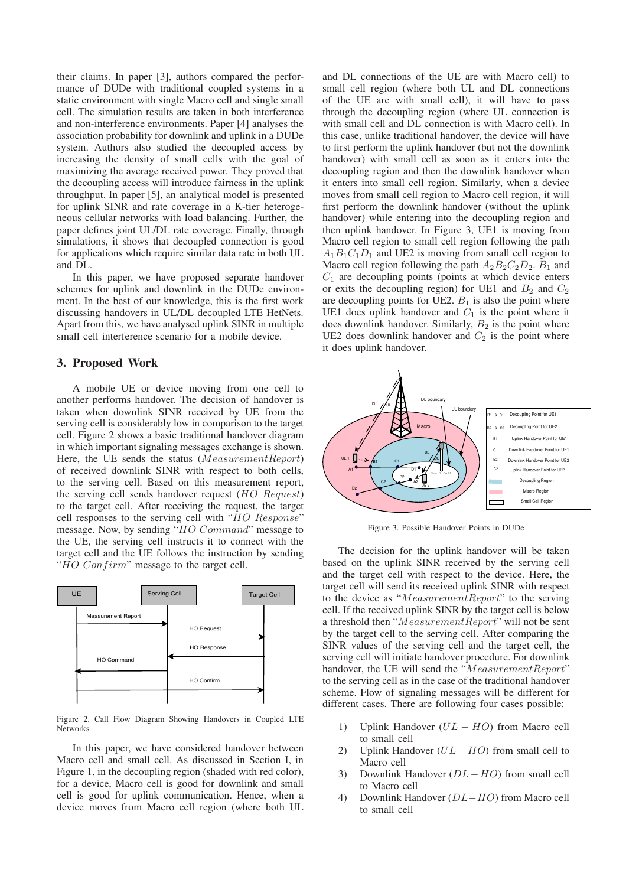their claims. In paper [3], authors compared the performance of DUDe with traditional coupled systems in a static environment with single Macro cell and single small cell. The simulation results are taken in both interference and non-interference environments. Paper [4] analyses the association probability for downlink and uplink in a DUDe system. Authors also studied the decoupled access by increasing the density of small cells with the goal of maximizing the average received power. They proved that the decoupling access will introduce fairness in the uplink throughput. In paper [5], an analytical model is presented for uplink SINR and rate coverage in a K-tier heterogeneous cellular networks with load balancing. Further, the paper defines joint UL/DL rate coverage. Finally, through simulations, it shows that decoupled connection is good for applications which require similar data rate in both UL and DL.

In this paper, we have proposed separate handover schemes for uplink and downlink in the DUDe environment. In the best of our knowledge, this is the first work discussing handovers in UL/DL decoupled LTE HetNets. Apart from this, we have analysed uplink SINR in multiple small cell interference scenario for a mobile device.

## 3. Proposed Work

A mobile UE or device moving from one cell to another performs handover. The decision of handover is taken when downlink SINR received by UE from the serving cell is considerably low in comparison to the target cell. Figure 2 shows a basic traditional handover diagram in which important signaling messages exchange is shown. Here, the UE sends the status ($MeasurementReport$) of received downlink SINR with respect to both cells, to the serving cell. Based on this measurement report, the serving cell sends handover request ($HO\ Request$) to the target cell. After receiving the request, the target cell responses to the serving cell with "$HO\ Response$" message. Now, by sending "$HO\ Command$" message to the UE, the serving cell instructs it to connect with the target cell and the UE follows the instruction by sending "$HO\ Confirm$" message to the target cell.

Figure 2. Call Flow Diagram Showing Handovers in Coupled LTE Networks

In this paper, we have considered handover between Macro cell and small cell. As discussed in Section I, in Figure 1, in the decoupling region (shaded with red color), for a device, Macro cell is good for downlink and small cell is good for uplink communication. Hence, when a device moves from Macro cell region (where both UL and DL connections of the UE are with Macro cell) to small cell region (where both UL and DL connections of the UE are with small cell), it will have to pass through the decoupling region (where UL connection is with small cell and DL connection is with Macro cell). In this case, unlike traditional handover, the device will have to first perform the uplink handover (but not the downlink handover) with small cell as soon as it enters into the decoupling region and then the downlink handover when it enters into small cell region. Similarly, when a device moves from small cell region to Macro cell region, it will first perform the downlink handover (without the uplink handover) while entering into the decoupling region and then uplink handover. In Figure 3, UE1 is moving from Macro cell region to small cell region following the path $A_1B_1C_1D_1$ and UE2 is moving from small cell region to Macro cell region following the path $A_2B_2C_2D_2$. $B_1$ and $C_1$ are decoupling points (points at which device enters or exits the decoupling region) for UE1 and $B_2$ and $C_2$ are decoupling points for UE2. $B_1$ is also the point where UE1 does uplink handover and $C_1$ is the point where it does downlink handover. Similarly, $B_2$ is the point where UE2 does downlink handover and $C_2$ is the point where it does uplink handover.

Figure 3. Possible Handover Points in DUDe

The decision for the uplink handover will be taken based on the uplink SINR received by the serving cell and the target cell with respect to the device. Here, the target cell will send its received uplink SINR with respect to the device as "$MeasurementReport$" to the serving cell. If the received uplink SINR by the target cell is below a threshold then "$MeasurementReport$" will not be sent by the target cell to the serving cell. After comparing the SINR values of the serving cell and the target cell, the serving cell will initiate handover procedure. For downlink handover, the UE will send the "$MeasurementReport$" to the serving cell as in the case of the traditional handover scheme. Flow of signaling messages will be different for different cases. There are following four cases possible:

1) Uplink Handover ($UL-HO$) from Macro cell to small cell
2) Uplink Handover ($UL-HO$) from small cell to Macro cell
3) Downlink Handover ($DL-HO$) from small cell to Macro cell
4) Downlink Handover ($DL-HO$) from Macro cell to small cell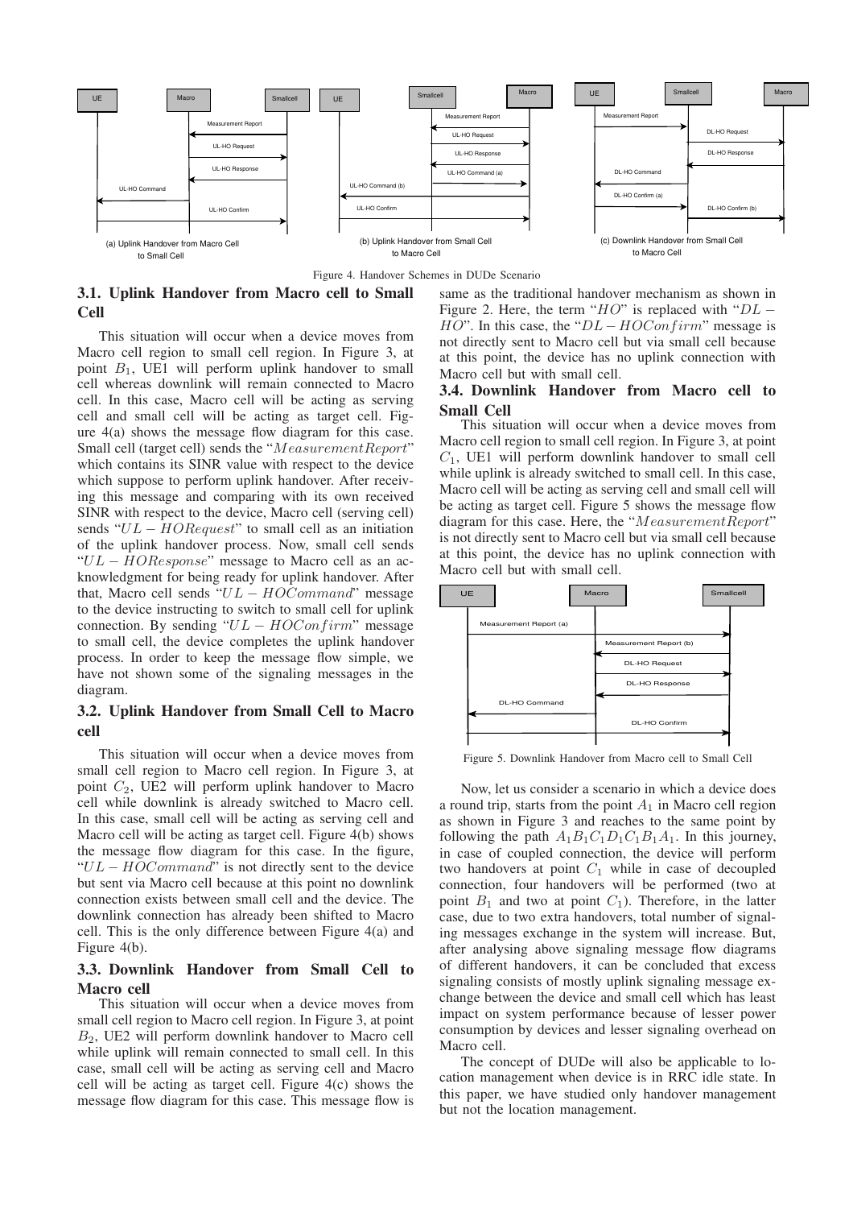Figure 4. Handover Schemes in DUDe Scenario

### 3.1. Uplink Handover from Macro cell to Small Cell

This situation will occur when a device moves from Macro cell region to small cell region. In Figure 3, at point $B_1$, UE1 will perform uplink handover to small cell whereas downlink will remain connected to Macro cell. In this case, Macro cell will be acting as serving cell and small cell will be acting as target cell. Figure 4(a) shows the message flow diagram for this case. Small cell (target cell) sends the "$MeasurementReport$" which contains its SINR value with respect to the device which suppose to perform uplink handover. After receiving this message and comparing with its own received SINR with respect to the device, Macro cell (serving cell) sends "$UL-HORequest$" to small cell as an initiation of the uplink handover process. Now, small cell sends "$UL-HOResponse$" message to Macro cell as an acknowledgment for being ready for uplink handover. After that, Macro cell sends "$UL-HOCommand$" message to the device instructing to switch to small cell for uplink connection. By sending "$UL-HOConfirm$" message to small cell, the device completes the uplink handover process. In order to keep the message flow simple, we have not shown some of the signaling messages in the diagram.

### 3.2. Uplink Handover from Small Cell to Macro cell

This situation will occur when a device moves from small cell region to Macro cell region. In Figure 3, at point $C_2$, UE2 will perform uplink handover to Macro cell while downlink is already switched to Macro cell. In this case, small cell will be acting as serving cell and Macro cell will be acting as target cell. Figure 4(b) shows the message flow diagram for this case. In the figure, "$UL-HOCommand$" is not directly sent to the device but sent via Macro cell because at this point no downlink connection exists between small cell and the device. The downlink connection has already been shifted to Macro cell. This is the only difference between Figure 4(a) and Figure 4(b).

### 3.3. Downlink Handover from Small Cell to Macro cell

This situation will occur when a device moves from small cell region to Macro cell region. In Figure 3, at point $B_2$, UE2 will perform downlink handover to Macro cell while uplink will remain connected to small cell. In this case, small cell will be acting as serving cell and Macro cell will be acting as target cell. Figure 4(c) shows the message flow diagram for this case. This message flow is same as the traditional handover mechanism as shown in Figure 2. Here, the term "$HO$" is replaced with "$DL-HO$". In this case, the "$DL-HOConfirm$" message is not directly sent to Macro cell but via small cell because at this point, the device has no uplink connection with Macro cell but with small cell.

### 3.4. Downlink Handover from Macro cell to Small Cell

This situation will occur when a device moves from Macro cell region to small cell region. In Figure 3, at point $C_1$, UE1 will perform downlink handover to small cell while uplink is already switched to small cell. In this case, Macro cell will be acting as serving cell and small cell will be acting as target cell. Figure 5 shows the message flow diagram for this case. Here, the "$MeasurementReport$" is not directly sent to Macro cell but via small cell because at this point, the device has no uplink connection with Macro cell but with small cell.

Figure 5. Downlink Handover from Macro cell to Small Cell

Now, let us consider a scenario in which a device does a round trip, starts from the point $A_1$ in Macro cell region as shown in Figure 3 and reaches to the same point by following the path $A_1B_1C_1D_1C_1B_1A_1$. In this journey, in case of coupled connection, the device will perform two handovers at point $C_1$ while in case of decoupled connection, four handovers will be performed (two at point $B_1$ and two at point $C_1$). Therefore, in the latter case, due to two extra handovers, total number of signaling messages exchange in the system will increase. But, after analysing above signaling message flow diagrams of different handovers, it can be concluded that excess signaling consists of mostly uplink signaling message exchange between the device and small cell which has least impact on system performance because of lesser power consumption by devices and lesser signaling overhead on Macro cell.

The concept of DUDe will also be applicable to location management when device is in RRC idle state. In this paper, we have studied only handover management but not the location management.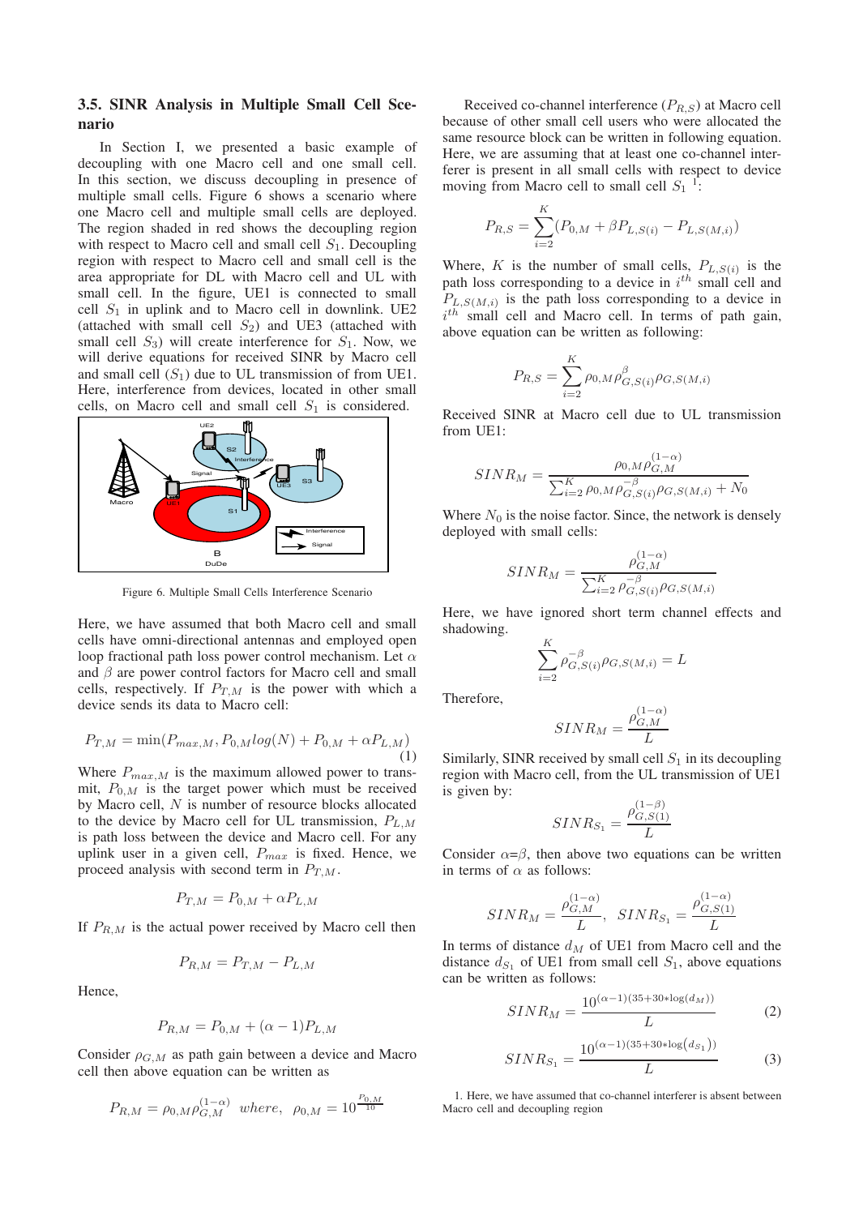### 3.5. SINR Analysis in Multiple Small Cell Scenario

In Section I, we presented a basic example of decoupling with one Macro cell and one small cell. In this section, we discuss decoupling in presence of multiple small cells. Figure 6 shows a scenario where one Macro cell and multiple small cells are deployed. The region shaded in red shows the decoupling region with respect to Macro cell and small cell $S_1$. Decoupling region with respect to Macro cell and small cell is the area appropriate for DL with Macro cell and UL with small cell. In the figure, UE1 is connected to small cell $S_1$ in uplink and to Macro cell in downlink. UE2 (attached with small cell $S_2$) and UE3 (attached with small cell $S_3$) will create interference for $S_1$. Now, we will derive equations for received SINR by Macro cell and small cell ($S_1$) due to UL transmission of from UE1. Here, interference from devices, located in other small cells, on Macro cell and small cell $S_1$ is considered.

Figure 6. Multiple Small Cells Interference Scenario

Here, we have assumed that both Macro cell and small cells have omni-directional antennas and employed open loop fractional path loss power control mechanism. Let $\alpha$ and $\beta$ are power control factors for Macro cell and small cells, respectively. If $P_{T,M}$ is the power with which a device sends its data to Macro cell:

$$P_{T,M} = \min(P_{max,M}, P_{0,M} log(N) + P_{0,M} + \alpha P_{L,M}) \tag{1}$$

Where $P_{max,M}$ is the maximum allowed power to transmit, $P_{0,M}$ is the target power which must be received by Macro cell, $N$ is number of resource blocks allocated to the device by Macro cell for UL transmission, $P_{L,M}$ is path loss between the device and Macro cell. For any uplink user in a given cell, $P_{max}$ is fixed. Hence, we proceed analysis with second term in $P_{T,M}$.

$$P_{T,M} = P_{0,M} + \alpha P_{L,M}$$

If $P_{R,M}$ is the actual power received by Macro cell then

$$P_{R,M} = P_{T,M} - P_{L,M}$$

Hence,

$$P_{R,M} = P_{0,M} + (\alpha - 1)P_{L,M}$$

Consider $\rho_{G,M}$ as path gain between a device and Macro cell then above equation can be written as

$$P_{R,M} = \rho_{0,M}\rho_{G,M}^{(1-\alpha)} \;\; where, \;\; \rho_{0,M} = 10^{\frac{P_{0,M}}{10}}$$

Received co-channel interference ($P_{R,S}$) at Macro cell because of other small cell users who were allocated the same resource block can be written in following equation. Here, we are assuming that at least one co-channel interferer is present in all small cells with respect to device moving from Macro cell to small cell $S_1$ [1]:

$$P_{R,S} = \sum_{i=2}^{K}(P_{0,M} + \beta P_{L,S(i)} - P_{L,S(M,i)})$$

Where, $K$ is the number of small cells, $P_{L,S(i)}$ is the path loss corresponding to a device in $i^{th}$ small cell and $P_{L,S(M,i)}$ is the path loss corresponding to a device in $i^{th}$ small cell and Macro cell. In terms of path gain, above equation can be written as following:

$$P_{R,S} = \sum_{i=2}^{K}\rho_{0,M}\rho_{G,S(i)}^{\beta}\rho_{G,S(M,i)}$$

Received SINR at Macro cell due to UL transmission from UE1:

$$SINR_M = \frac{\rho_{0,M}\rho_{G,M}^{(1-\alpha)}}{\sum_{i=2}^{K}\rho_{0,M}\rho_{G,S(i)}^{-\beta}\rho_{G,S(M,i)} + N_0}$$

Where $N_0$ is the noise factor. Since, the network is densely deployed with small cells:

$$SINR_M = \frac{\rho_{G,M}^{(1-\alpha)}}{\sum_{i=2}^{K}\rho_{G,S(i)}^{-\beta}\rho_{G,S(M,i)}}$$

Here, we have ignored short term channel effects and shadowing.

$$\sum_{i=2}^{K}\rho_{G,S(i)}^{-\beta}\rho_{G,S(M,i)} = L$$

Therefore,

$$SINR_M = \frac{\rho_{G,M}^{(1-\alpha)}}{L}$$

Similarly, SINR received by small cell $S_1$ in its decoupling region with Macro cell, from the UL transmission of UE1 is given by:

$$SINR_{S_1} = \frac{\rho_{G,S(1)}^{(1-\beta)}}{L}$$

Consider $\alpha$=$\beta$, then above two equations can be written in terms of $\alpha$ as follows:

$$SINR_M = \frac{\rho_{G,M}^{(1-\alpha)}}{L}, \;\; SINR_{S_1} = \frac{\rho_{G,S(1)}^{(1-\alpha)}}{L}$$

In terms of distance $d_M$ of UE1 from Macro cell and the distance $d_{S_1}$ of UE1 from small cell $S_1$, above equations can be written as follows:

$$SINR_M = \frac{10^{(\alpha-1)(35+30*\log(d_M))}}{L} \tag{2}$$

$$SINR_{S_1} = \frac{10^{(\alpha-1)(35+30*\log(d_{S_1}))}}{L} \tag{3}$$

1. Here, we have assumed that co-channel interferer is absent between Macro cell and decoupling region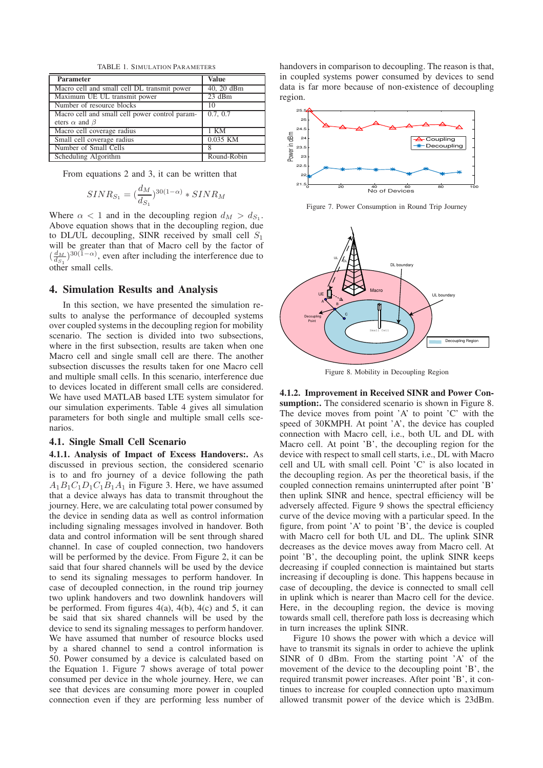TABLE 1. Simulation Parameters

| Parameter | Value |
|---|---|
| Macro cell and small cell DL transmit power | 40, 20 dBm |
| Maximum UE UL transmit power | 23 dBm |
| Number of resource blocks | 10 |
| Macro cell and small cell power control parameters $\alpha$ and $\beta$ | 0.7, 0.7 |
| Macro cell coverage radius | 1 KM |
| Small cell coverage radius | 0.035 KM |
| Number of Small Cells | 8 |
| Scheduling Algorithm | Round-Robin |

From equations 2 and 3, it can be written that

$$SINR_{S_1} = (\frac{d_M}{d_{S_1}})^{30(1-\alpha)} * SINR_M$$

Where $\alpha < 1$ and in the decoupling region $d_M > d_{S_1}$. Above equation shows that in the decoupling region, due to DL/UL decoupling, SINR received by small cell $S_1$ will be greater than that of Macro cell by the factor of $(\frac{d_M}{d_{S_1}})^{30(1-\alpha)}$, even after including the interference due to other small cells.

## 4. Simulation Results and Analysis

In this section, we have presented the simulation results to analyse the performance of decoupled systems over coupled systems in the decoupling region for mobility scenario. The section is divided into two subsections, where in the first subsection, results are taken when one Macro cell and single small cell are there. The another subsection discusses the results taken for one Macro cell and multiple small cells. In this scenario, interference due to devices located in different small cells are considered. We have used MATLAB based LTE system simulator for our simulation experiments. Table 4 gives all simulation parameters for both single and multiple small cells scenarios.

### 4.1. Single Small Cell Scenario

**4.1.1. Analysis of Impact of Excess Handovers:.** As discussed in previous section, the considered scenario is to and fro journey of a device following the path $A_1B_1C_1D_1C_1B_1A_1$ in Figure 3. Here, we have assumed that a device always has data to transmit throughout the journey. Here, we are calculating total power consumed by the device in sending data as well as control information including signaling messages involved in handover. Both data and control information will be sent through shared channel. In case of coupled connection, two handovers will be performed by the device. From Figure 2, it can be said that four shared channels will be used by the device to send its signaling messages to perform handover. In case of decoupled connection, in the round trip journey two uplink handovers and two downlink handovers will be performed. From figures 4(a), 4(b), 4(c) and 5, it can be said that six shared channels will be used by the device to send its signaling messages to perform handover. We have assumed that number of resource blocks used by a shared channel to send a control information is 50. Power consumed by a device is calculated based on the Equation 1. Figure 7 shows average of total power consumed per device in the whole journey. Here, we can see that devices are consuming more power in coupled connection even if they are performing less number of handovers in comparison to decoupling. The reason is that, in coupled systems power consumed by devices to send data is far more because of non-existence of decoupling region.

Figure 7. Power Consumption in Round Trip Journey

Figure 8. Mobility in Decoupling Region

**4.1.2. Improvement in Received SINR and Power Consumption:.** The considered scenario is shown in Figure 8. The device moves from point 'A' to point 'C' with the speed of 30KMPH. At point 'A', the device has coupled connection with Macro cell, i.e., both UL and DL with Macro cell. At point 'B', the decoupling region for the device with respect to small cell starts, i.e., DL with Macro cell and UL with small cell. Point 'C' is also located in the decoupling region. As per the theoretical basis, if the coupled connection remains uninterrupted after point 'B' then uplink SINR and hence, spectral efficiency will be adversely affected. Figure 9 shows the spectral efficiency curve of the device moving with a particular speed. In the figure, from point 'A' to point 'B', the device is coupled with Macro cell for both UL and DL. The uplink SINR decreases as the device moves away from Macro cell. At point 'B', the decoupling point, the uplink SINR keeps decreasing if coupled connection is maintained but starts increasing if decoupling is done. This happens because in case of decoupling, the device is connected to small cell in uplink which is nearer than Macro cell for the device. Here, in the decoupling region, the device is moving towards small cell, therefore path loss is decreasing which in turn increases the uplink SINR.

Figure 10 shows the power with which a device will have to transmit its signals in order to achieve the uplink SINR of 0 dBm. From the starting point 'A' of the movement of the device to the decoupling point 'B', the required transmit power increases. After point 'B', it continues to increase for coupled connection upto maximum allowed transmit power of the device which is 23dBm.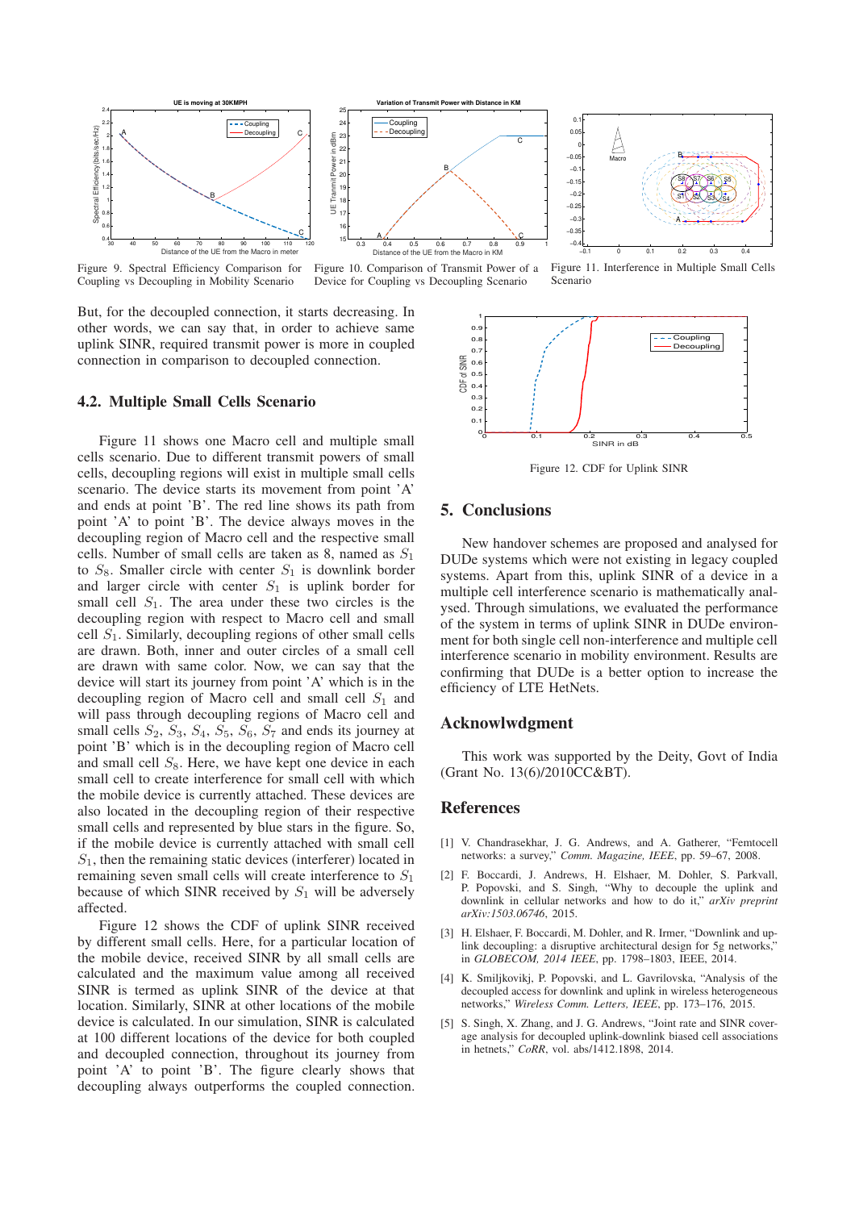UE is moving at 30KMPH

Spectral Efficiency(bits/sec/Hz)

Distance of the UE from the Macro in meter

Coupling
Decoupling

A B C C

Figure 9. Spectral Efficiency Comparison for Coupling vs Decoupling in Mobility Scenario

Variation of Transmit Power with Distance in KM

UE Transmit Power in dBm

Distance of the UE from the Macro in KM

Coupling
Decoupling

A B C C

Figure 10. Comparison of Transmit Power of a Device for Coupling vs Decoupling Scenario

Macro

B A S8 S7 S6 S5 S1 S2 S3 S4

Figure 11. Interference in Multiple Small Cells Scenario

But, for the decoupled connection, it starts decreasing. In other words, we can say that, in order to achieve same uplink SINR, required transmit power is more in coupled connection in comparison to decoupled connection.

### 4.2. Multiple Small Cells Scenario

Figure 11 shows one Macro cell and multiple small cells scenario. Due to different transmit powers of small cells, decoupling regions will exist in multiple small cells scenario. The device starts its movement from point 'A' and ends at point 'B'. The red line shows its path from point 'A' to point 'B'. The device always moves in the decoupling region of Macro cell and the respective small cells. Number of small cells are taken as 8, named as $S_1$ to $S_8$. Smaller circle with center $S_1$ is downlink border and larger circle with center $S_1$ is uplink border for small cell $S_1$. The area under these two circles is the decoupling region with respect to Macro cell and small cell $S_1$. Similarly, decoupling regions of other small cells are drawn. Both, inner and outer circles of a small cell are drawn with same color. Now, we can say that the device will start its journey from point 'A' which is in the decoupling region of Macro cell and small cell $S_1$ and will pass through decoupling regions of Macro cell and small cells $S_2$, $S_3$, $S_4$, $S_5$, $S_6$, $S_7$ and ends its journey at point 'B' which is in the decoupling region of Macro cell and small cell $S_8$. Here, we have kept one device in each small cell to create interference for small cell with which the mobile device is currently attached. These devices are also located in the decoupling region of their respective small cells and represented by blue stars in the figure. So, if the mobile device is currently attached with small cell $S_1$, then the remaining static devices (interferer) located in remaining seven small cells will create interference to $S_1$ because of which SINR received by $S_1$ will be adversely affected.

Figure 12 shows the CDF of uplink SINR received by different small cells. Here, for a particular location of the mobile device, received SINR by all small cells are calculated and the maximum value among all received SINR is termed as uplink SINR of the device at that location. Similarly, SINR at other locations of the mobile device is calculated. In our simulation, SINR is calculated at 100 different locations of the device for both coupled and decoupled connection, throughout its journey from point 'A' to point 'B'. The figure clearly shows that decoupling always outperforms the coupled connection.

CDF of SINR

SINR in dB

Coupling
Decoupling

Figure 12. CDF for Uplink SINR

## 5. Conclusions

New handover schemes are proposed and analysed for DUDe systems which were not existing in legacy coupled systems. Apart from this, uplink SINR of a device in a multiple cell interference scenario is mathematically analysed. Through simulations, we evaluated the performance of the system in terms of uplink SINR in DUDe environment for both single cell non-interference and multiple cell interference scenario in mobility environment. Results are confirming that DUDe is a better option to increase the efficiency of LTE HetNets.

## Acknowlwdgment

This work was supported by the Deity, Govt of India (Grant No. 13(6)/2010CC&BT).

## References

[1] V. Chandrasekhar, J. G. Andrews, and A. Gatherer, "Femtocell networks: a survey," *Comm. Magazine, IEEE*, pp. 59–67, 2008.

[2] F. Boccardi, J. Andrews, H. Elshaer, M. Dohler, S. Parkvall, P. Popovski, and S. Singh, "Why to decouple the uplink and downlink in cellular networks and how to do it," *arXiv preprint arXiv:1503.06746*, 2015.

[3] H. Elshaer, F. Boccardi, M. Dohler, and R. Irmer, "Downlink and uplink decoupling: a disruptive architectural design for 5g networks," in *GLOBECOM, 2014 IEEE*, pp. 1798–1803, IEEE, 2014.

[4] K. Smiljkovikj, P. Popovski, and L. Gavrilovska, "Analysis of the decoupled access for downlink and uplink in wireless heterogeneous networks," *Wireless Comm. Letters, IEEE*, pp. 173–176, 2015.

[5] S. Singh, X. Zhang, and J. G. Andrews, "Joint rate and SINR coverage analysis for decoupled uplink-downlink biased cell associations in hetnets," *CoRR*, vol. abs/1412.1898, 2014.